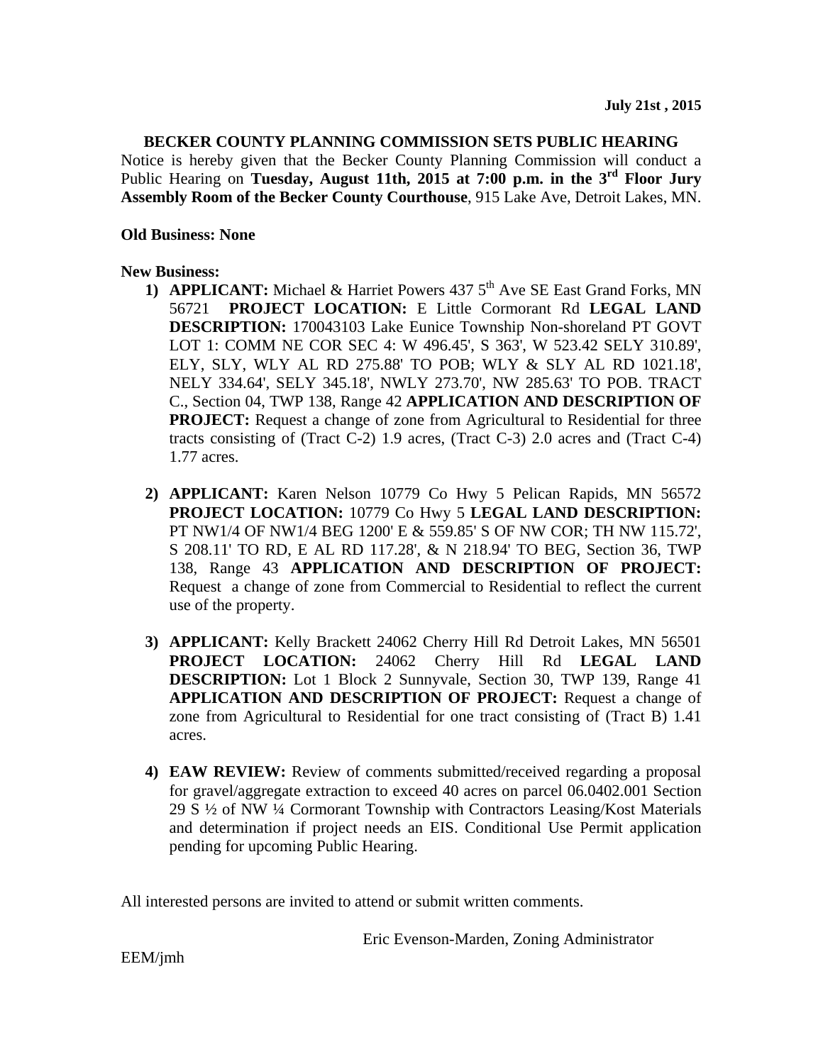**July 21st , 2015**

**BECKER COUNTY PLANNING COMMISSION SETS PUBLIC HEARING**

Notice is hereby given that the Becker County Planning Commission will conduct a Public Hearing on **Tuesday, August 11th, 2015 at 7:00 p.m. in the 3rd Floor Jury Assembly Room of the Becker County Courthouse**, 915 Lake Ave, Detroit Lakes, MN.

**Old Business: None**

**New Business:**

1) **APPLICANT:** Michael & Harriet Powers 437 5th Ave SE East Grand Forks, MN 56721 **PROJECT LOCATION:** E Little Cormorant Rd **LEGAL LAND DESCRIPTION:** 170043103 Lake Eunice Township Non-shoreland PT GOVT LOT 1: COMM NE COR SEC 4: W 496.45', S 363', W 523.42 SELY 310.89', ELY, SLY, WLY AL RD 275.88' TO POB; WLY & SLY AL RD 1021.18', NELY 334.64', SELY 345.18', NWLY 273.70', NW 285.63' TO POB. TRACT C., Section 04, TWP 138, Range 42 **APPLICATION AND DESCRIPTION OF PROJECT:** Request a change of zone from Agricultural to Residential for three tracts consisting of (Tract C-2) 1.9 acres, (Tract C-3) 2.0 acres and (Tract C-4) 1.77 acres.

2) **APPLICANT:** Karen Nelson 10779 Co Hwy 5 Pelican Rapids, MN 56572 **PROJECT LOCATION:** 10779 Co Hwy 5 **LEGAL LAND DESCRIPTION:** PT NW1/4 OF NW1/4 BEG 1200' E & 559.85' S OF NW COR; TH NW 115.72', S 208.11' TO RD, E AL RD 117.28', & N 218.94' TO BEG, Section 36, TWP 138, Range 43 **APPLICATION AND DESCRIPTION OF PROJECT:** Request a change of zone from Commercial to Residential to reflect the current use of the property.

3) **APPLICANT:** Kelly Brackett 24062 Cherry Hill Rd Detroit Lakes, MN 56501 **PROJECT LOCATION:** 24062 Cherry Hill Rd **LEGAL LAND DESCRIPTION:** Lot 1 Block 2 Sunnyvale, Section 30, TWP 139, Range 41 **APPLICATION AND DESCRIPTION OF PROJECT:** Request a change of zone from Agricultural to Residential for one tract consisting of (Tract B) 1.41 acres.

4) **EAW REVIEW:** Review of comments submitted/received regarding a proposal for gravel/aggregate extraction to exceed 40 acres on parcel 06.0402.001 Section 29 S ½ of NW ¼ Cormorant Township with Contractors Leasing/Kost Materials and determination if project needs an EIS. Conditional Use Permit application pending for upcoming Public Hearing.

All interested persons are invited to attend or submit written comments.

Eric Evenson-Marden, Zoning Administrator

EEM/jmh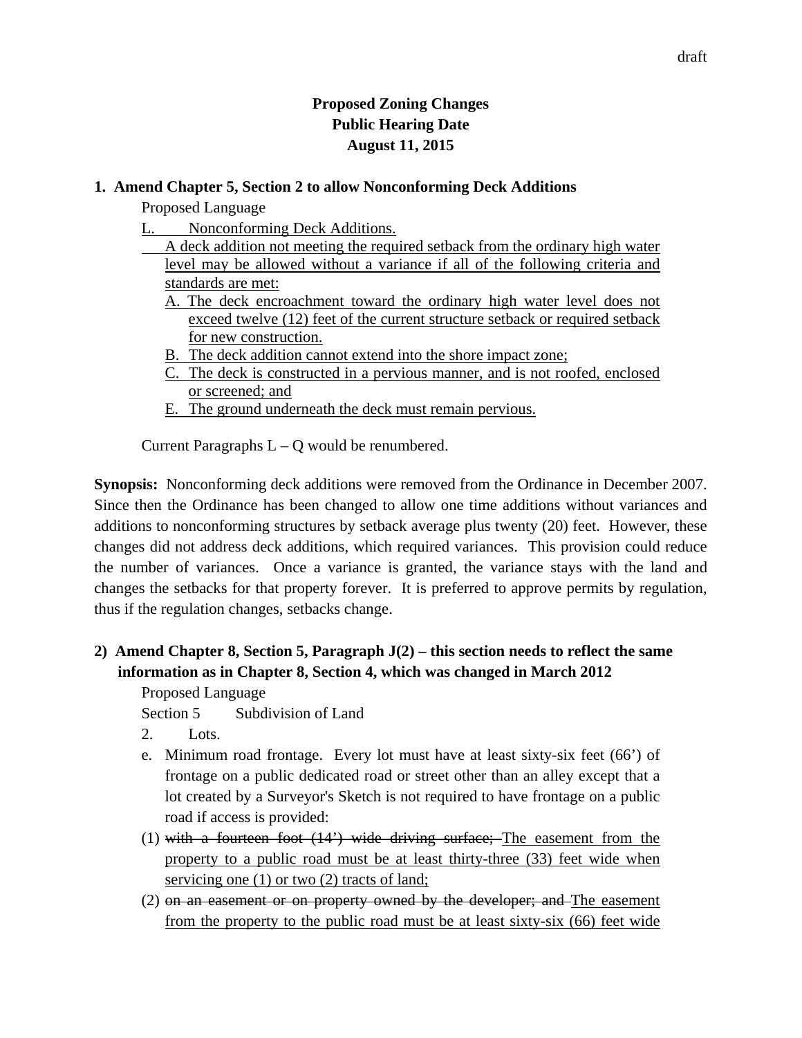draft

**Proposed Zoning Changes**
**Public Hearing Date**
**August 11, 2015**

**1. Amend Chapter 5, Section 2 to allow Nonconforming Deck Additions**

Proposed Language

<u>L. Nonconforming Deck Additions.</u>

<u>A deck addition not meeting the required setback from the ordinary high water level may be allowed without a variance if all of the following criteria and standards are met:</u>

<u>A. The deck encroachment toward the ordinary high water level does not exceed twelve (12) feet of the current structure setback or required setback for new construction.</u>

<u>B. The deck addition cannot extend into the shore impact zone;</u>

<u>C. The deck is constructed in a pervious manner, and is not roofed, enclosed or screened; and</u>

<u>E. The ground underneath the deck must remain pervious.</u>

Current Paragraphs L – Q would be renumbered.

**Synopsis:** Nonconforming deck additions were removed from the Ordinance in December 2007. Since then the Ordinance has been changed to allow one time additions without variances and additions to nonconforming structures by setback average plus twenty (20) feet. However, these changes did not address deck additions, which required variances. This provision could reduce the number of variances. Once a variance is granted, the variance stays with the land and changes the setbacks for that property forever. It is preferred to approve permits by regulation, thus if the regulation changes, setbacks change.

**2) Amend Chapter 8, Section 5, Paragraph J(2) – this section needs to reflect the same information as in Chapter 8, Section 4, which was changed in March 2012**

Proposed Language

Section 5 Subdivision of Land

2. Lots.

e. Minimum road frontage. Every lot must have at least sixty-six feet (66') of frontage on a public dedicated road or street other than an alley except that a lot created by a Surveyor's Sketch is not required to have frontage on a public road if access is provided:

(1) ~~with a fourteen foot (14') wide driving surface;~~ <u>The easement from the property to a public road must be at least thirty-three (33) feet wide when servicing one (1) or two (2) tracts of land;</u>

(2) ~~on an easement or on property owned by the developer; and~~ <u>The easement from the property to the public road must be at least sixty-six (66) feet wide</u>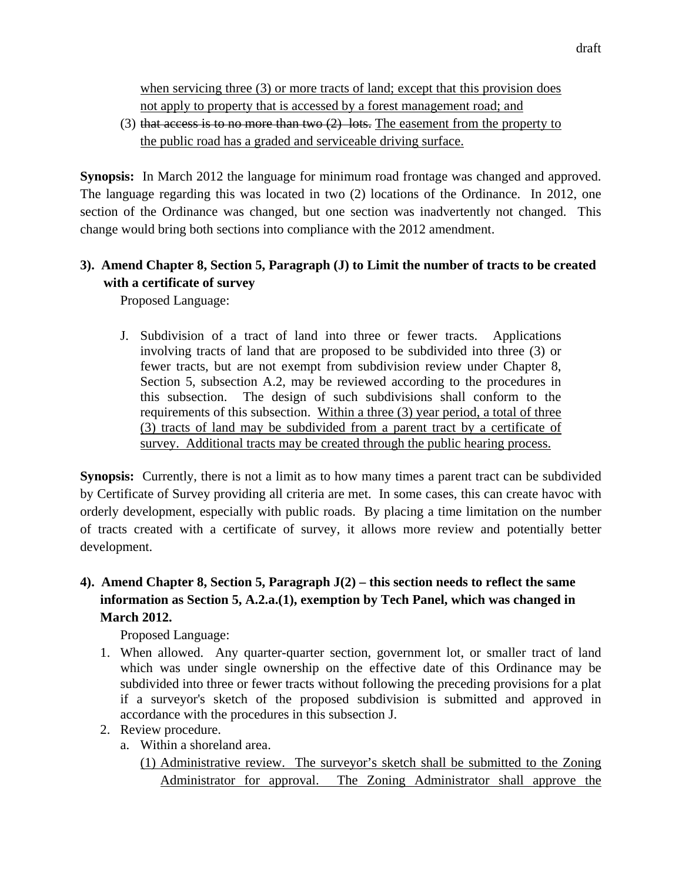when servicing three (3) or more tracts of land; except that this provision does not apply to property that is accessed by a forest management road; and

(3) ~~that access is to no more than two (2) lots.~~ The easement from the property to the public road has a graded and serviceable driving surface.

**Synopsis:** In March 2012 the language for minimum road frontage was changed and approved. The language regarding this was located in two (2) locations of the Ordinance. In 2012, one section of the Ordinance was changed, but one section was inadvertently not changed. This change would bring both sections into compliance with the 2012 amendment.

**3). Amend Chapter 8, Section 5, Paragraph (J) to Limit the number of tracts to be created with a certificate of survey**

Proposed Language:

J. Subdivision of a tract of land into three or fewer tracts. Applications involving tracts of land that are proposed to be subdivided into three (3) or fewer tracts, but are not exempt from subdivision review under Chapter 8, Section 5, subsection A.2, may be reviewed according to the procedures in this subsection. The design of such subdivisions shall conform to the requirements of this subsection. Within a three (3) year period, a total of three (3) tracts of land may be subdivided from a parent tract by a certificate of survey. Additional tracts may be created through the public hearing process.

**Synopsis:** Currently, there is not a limit as to how many times a parent tract can be subdivided by Certificate of Survey providing all criteria are met. In some cases, this can create havoc with orderly development, especially with public roads. By placing a time limitation on the number of tracts created with a certificate of survey, it allows more review and potentially better development.

**4). Amend Chapter 8, Section 5, Paragraph J(2) – this section needs to reflect the same information as Section 5, A.2.a.(1), exemption by Tech Panel, which was changed in March 2012.**

Proposed Language:

1. When allowed. Any quarter-quarter section, government lot, or smaller tract of land which was under single ownership on the effective date of this Ordinance may be subdivided into three or fewer tracts without following the preceding provisions for a plat if a surveyor's sketch of the proposed subdivision is submitted and approved in accordance with the procedures in this subsection J.
2. Review procedure.
   a. Within a shoreland area.
      (1) Administrative review. The surveyor's sketch shall be submitted to the Zoning Administrator for approval. The Zoning Administrator shall approve the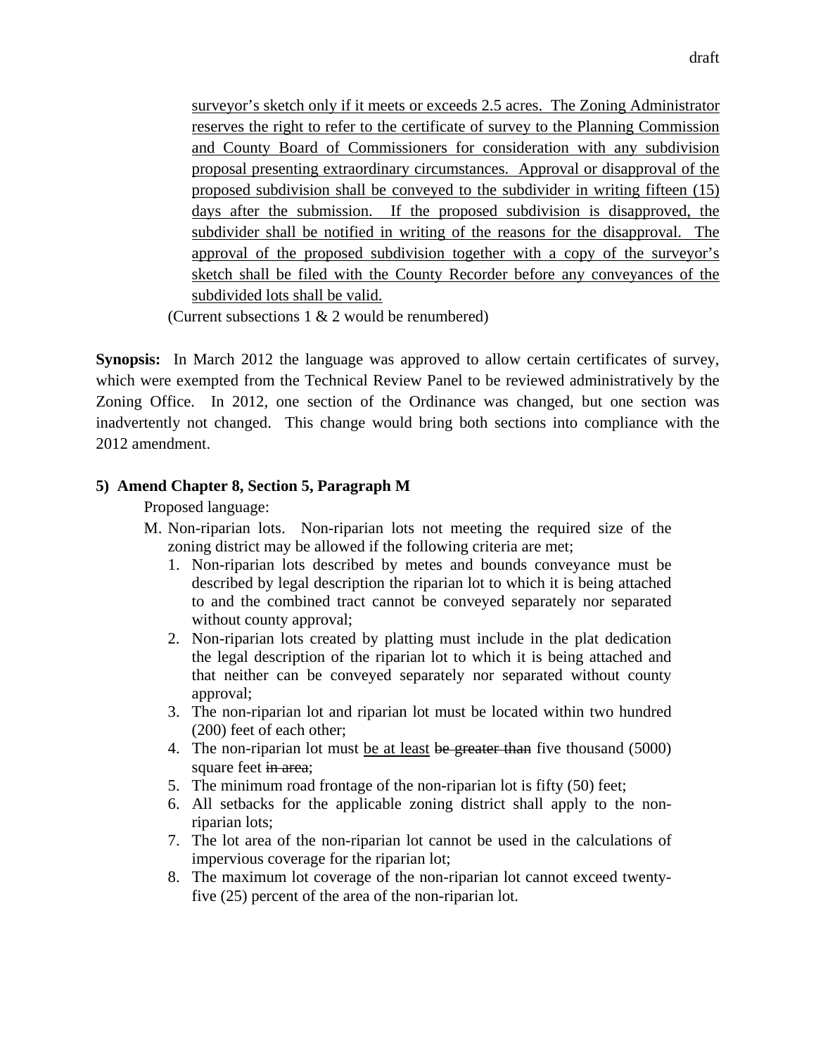<u>surveyor's sketch only if it meets or exceeds 2.5 acres. The Zoning Administrator reserves the right to refer to the certificate of survey to the Planning Commission and County Board of Commissioners for consideration with any subdivision proposal presenting extraordinary circumstances. Approval or disapproval of the proposed subdivision shall be conveyed to the subdivider in writing fifteen (15) days after the submission. If the proposed subdivision is disapproved, the subdivider shall be notified in writing of the reasons for the disapproval. The approval of the proposed subdivision together with a copy of the surveyor's sketch shall be filed with the County Recorder before any conveyances of the subdivided lots shall be valid.</u>

(Current subsections 1 & 2 would be renumbered)

**Synopsis:** In March 2012 the language was approved to allow certain certificates of survey, which were exempted from the Technical Review Panel to be reviewed administratively by the Zoning Office. In 2012, one section of the Ordinance was changed, but one section was inadvertently not changed. This change would bring both sections into compliance with the 2012 amendment.

**5) Amend Chapter 8, Section 5, Paragraph M**

Proposed language:

M. Non-riparian lots. Non-riparian lots not meeting the required size of the zoning district may be allowed if the following criteria are met;

1. Non-riparian lots described by metes and bounds conveyance must be described by legal description the riparian lot to which it is being attached to and the combined tract cannot be conveyed separately nor separated without county approval;
2. Non-riparian lots created by platting must include in the plat dedication the legal description of the riparian lot to which it is being attached and that neither can be conveyed separately nor separated without county approval;
3. The non-riparian lot and riparian lot must be located within two hundred (200) feet of each other;
4. The non-riparian lot must <u>be at least</u> ~~be greater than~~ five thousand (5000) square feet ~~in area~~;
5. The minimum road frontage of the non-riparian lot is fifty (50) feet;
6. All setbacks for the applicable zoning district shall apply to the non-riparian lots;
7. The lot area of the non-riparian lot cannot be used in the calculations of impervious coverage for the riparian lot;
8. The maximum lot coverage of the non-riparian lot cannot exceed twenty-five (25) percent of the area of the non-riparian lot.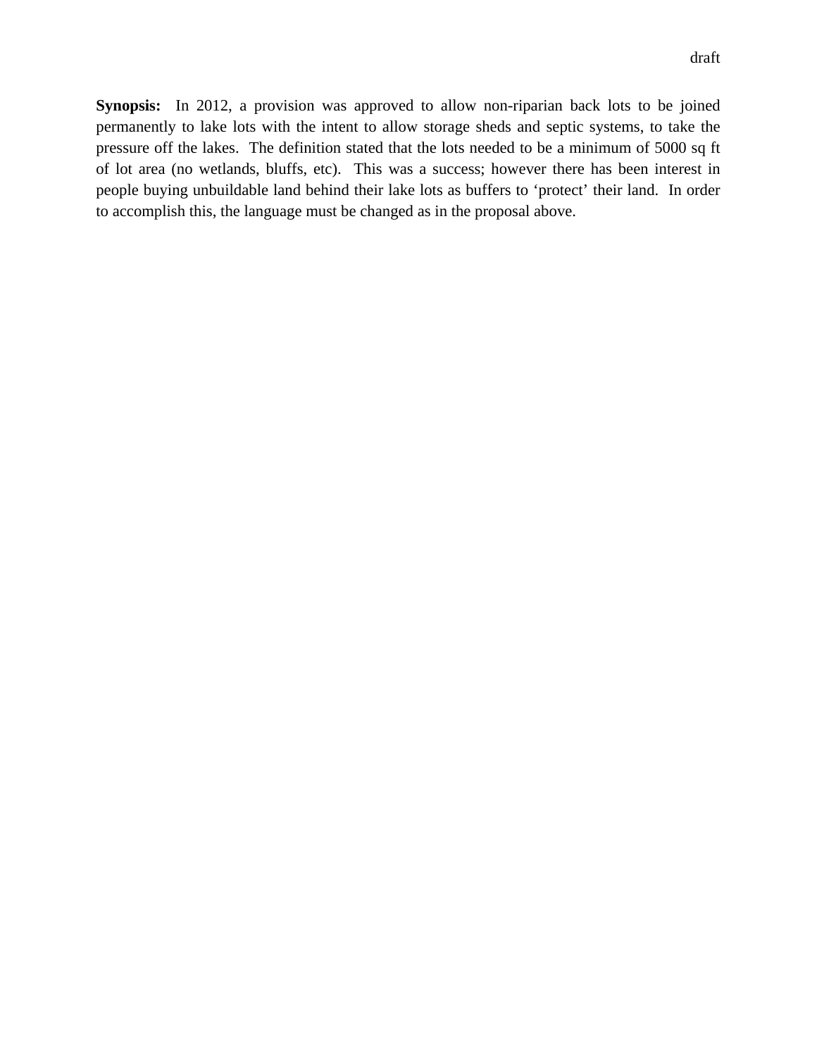**Synopsis:** In 2012, a provision was approved to allow non-riparian back lots to be joined permanently to lake lots with the intent to allow storage sheds and septic systems, to take the pressure off the lakes. The definition stated that the lots needed to be a minimum of 5000 sq ft of lot area (no wetlands, bluffs, etc). This was a success; however there has been interest in people buying unbuildable land behind their lake lots as buffers to 'protect' their land. In order to accomplish this, the language must be changed as in the proposal above.